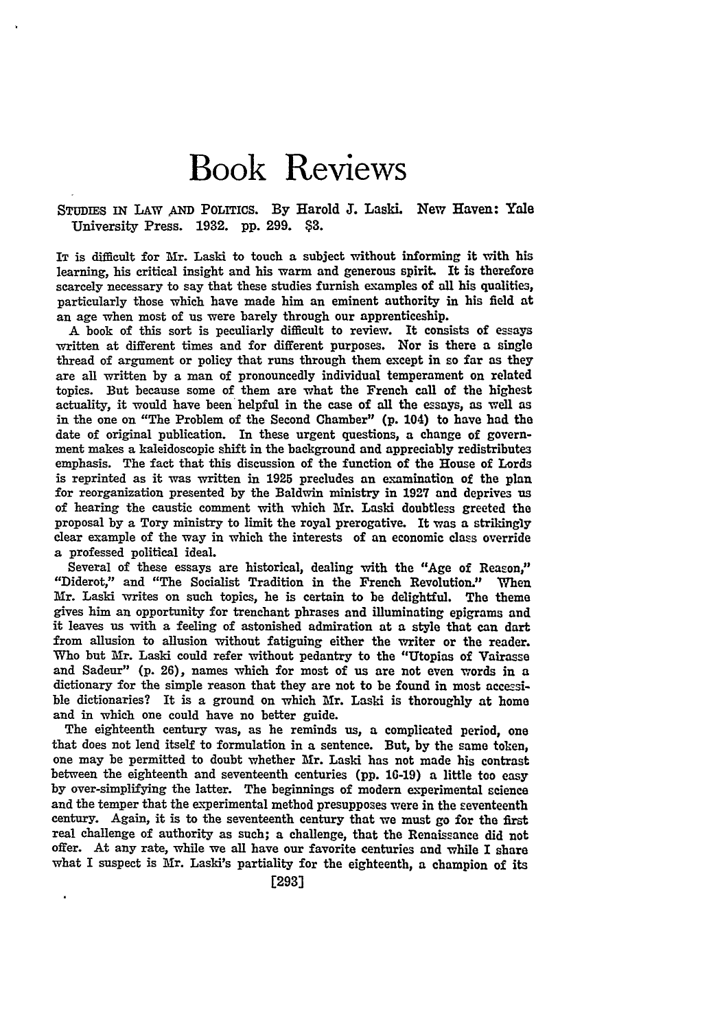# Book Reviews

STUDIES IN LAW AND POLITICS. By Harold J. Laski. New Haven: Yale University Press. 1932. pp. 299. $3.

IT is difficult for Mr. Laski to touch a subject without informing it with his learning, his critical insight and his warm and generous spirit. It is therefore scarcely necessary to say that these studies furnish examples of all his qualities, particularly those which have made him an eminent authority in his field at an age when most of us were barely through our apprenticeship.

A book of this sort is peculiarly difficult to review. It consists of essays written at different times and for different purposes. Nor is there a single thread of argument or policy that runs through them except in so far as they are all written by a man of pronouncedly individual temperament on related topics. But because some of them are what the French call of the highest actuality, it would have been helpful in the case of all the essays, as well as in the one on "The Problem of the Second Chamber" (p. 104) to have had the date of original publication. In these urgent questions, a change of government makes a kaleidoscopic shift in the background and appreciably redistributes emphasis. The fact that this discussion of the function of the House of Lords is reprinted as it was written in 1925 precludes an examination of the plan for reorganization presented by the Baldwin ministry in 1927 and deprives us of hearing the caustic comment with which Mr. Laski doubtless greeted the proposal by a Tory ministry to limit the royal prerogative. It was a strikingly clear example of the way in which the interests of an economic class override a professed political ideal.

Several of these essays are historical, dealing with the "Age of Reason," "Diderot," and "The Socialist Tradition in the French Revolution." When Mr. Laski writes on such topics, he is certain to be delightful. The theme gives him an opportunity for trenchant phrases and illuminating epigrams and it leaves us with a feeling of astonished admiration at a style that can dart from allusion to allusion without fatiguing either the writer or the reader. Who but Mr. Laski could refer without pedantry to the "Utopias of Vairasse and Sadeur" (p. 26), names which for most of us are not even words in a dictionary for the simple reason that they are not to be found in most accessible dictionaries? It is a ground on which Mr. Laski is thoroughly at home and in which one could have no better guide.

The eighteenth century was, as he reminds us, a complicated period, one that does not lend itself to formulation in a sentence. But, by the same token, one may be permitted to doubt whether Mr. Laski has not made his contrast between the eighteenth and seventeenth centuries (pp. 16-19) a little too easy by over-simplifying the latter. The beginnings of modern experimental science and the temper that the experimental method presupposes were in the seventeenth century. Again, it is to the seventeenth century that we must go for the first real challenge of authority as such; a challenge, that the Renaissance did not offer. At any rate, while we all have our favorite centuries and while I share what I suspect is Mr. Laski's partiality for the eighteenth, a champion of its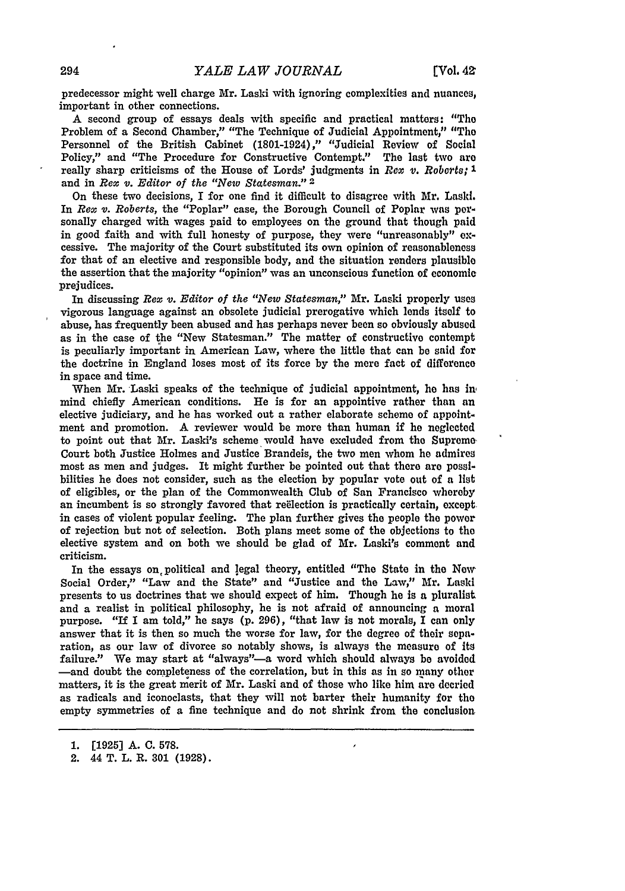predecessor might well charge Mr. Laski with ignoring complexities and nuances, important in other connections.

A second group of essays deals with specific and practical matters: "The Problem of a Second Chamber," "The Technique of Judicial Appointment," "The Personnel of the British Cabinet (1801-1924)," "Judicial Review of Social Policy," and "The Procedure for Constructive Contempt." The last two are really sharp criticisms of the House of Lords' judgments in *Rex v. Roberts;* [1] and in *Rex v. Editor of the "New Statesman."* [2]

On these two decisions, I for one find it difficult to disagree with Mr. Laski. In *Rex v. Roberts*, the "Poplar" case, the Borough Council of Poplar was personally charged with wages paid to employees on the ground that though paid in good faith and with full honesty of purpose, they were "unreasonably" excessive. The majority of the Court substituted its own opinion of reasonableness for that of an elective and responsible body, and the situation renders plausible the assertion that the majority "opinion" was an unconscious function of economic prejudices.

In discussing *Rex v. Editor of the "New Statesman,"* Mr. Laski properly uses vigorous language against an obsolete judicial prerogative which lends itself to abuse, has frequently been abused and has perhaps never been so obviously abused as in the case of the "New Statesman." The matter of constructive contempt is peculiarly important in American Law, where the little that can be said for the doctrine in England loses most of its force by the mere fact of difference in space and time.

When Mr. Laski speaks of the technique of judicial appointment, he has in mind chiefly American conditions. He is for an appointive rather than an elective judiciary, and he has worked out a rather elaborate scheme of appointment and promotion. A reviewer would be more than human if he neglected to point out that Mr. Laski's scheme would have excluded from the Supreme Court both Justice Holmes and Justice Brandeis, the two men whom he admires most as men and judges. It might further be pointed out that there are possibilities he does not consider, such as the election by popular vote out of a list of eligibles, or the plan of the Commonwealth Club of San Francisco whereby an incumbent is so strongly favored that reëlection is practically certain, except in cases of violent popular feeling. The plan further gives the people the power of rejection but not of selection. Both plans meet some of the objections to the elective system and on both we should be glad of Mr. Laski's comment and criticism.

In the essays on political and legal theory, entitled "The State in the New Social Order," "Law and the State" and "Justice and the Law," Mr. Laski presents to us doctrines that we should expect of him. Though he is a pluralist and a realist in political philosophy, he is not afraid of announcing a moral purpose. "If I am told," he says (p. 296), "that law is not morals, I can only answer that it is then so much the worse for law, for the degree of their separation, as our law of divorce so notably shows, is always the measure of its failure." We may start at "always"—a word which should always be avoided —and doubt the completeness of the correlation, but in this as in so many other matters, it is the great merit of Mr. Laski and of those who like him are decried as radicals and iconoclasts, that they will not barter their humanity for the empty symmetries of a fine technique and do not shrink from the conclusion

1. [1925] A. C. 578.
2. 44 T. L. R. 301 (1928).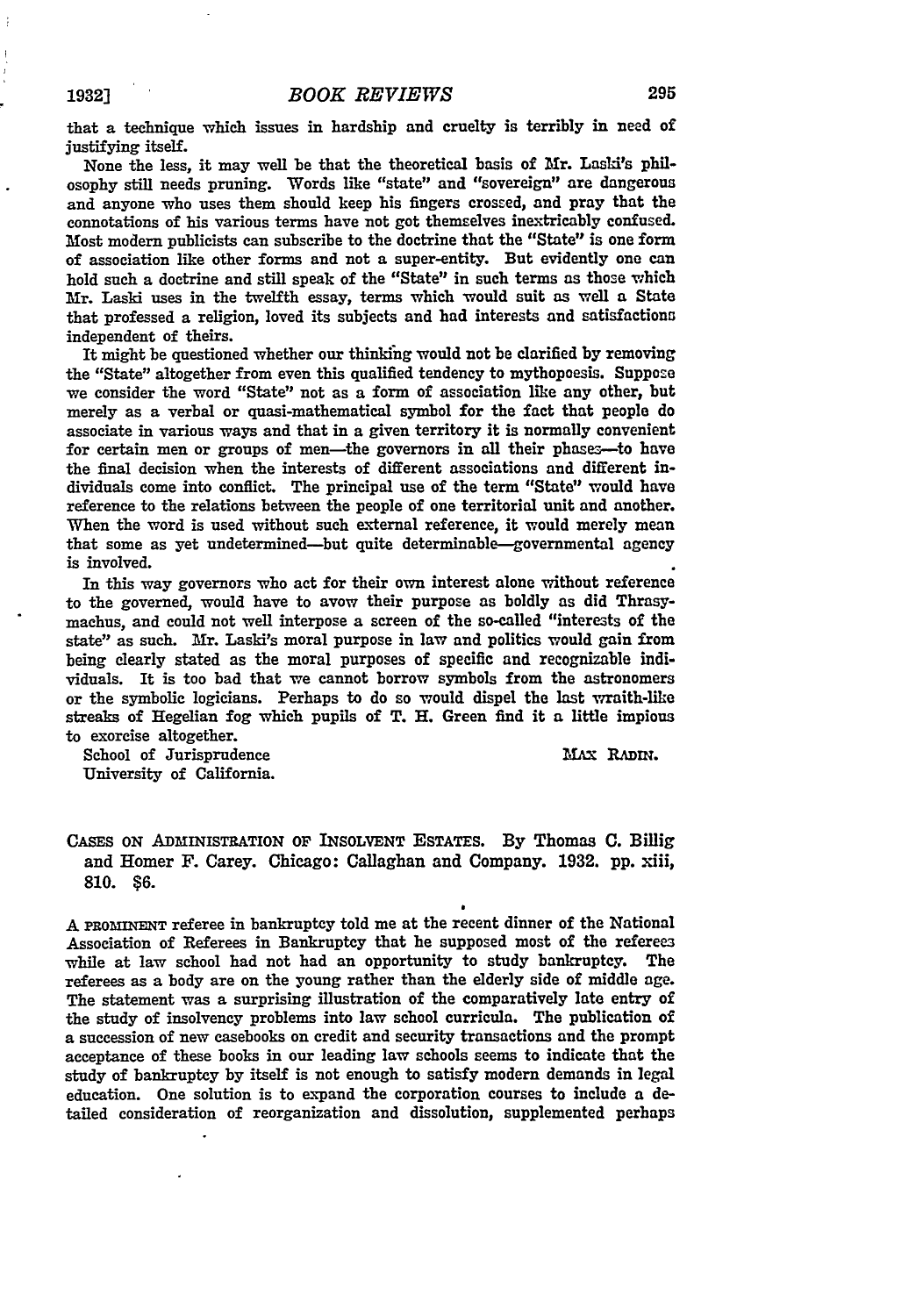that a technique which issues in hardship and cruelty is terribly in need of justifying itself.

None the less, it may well be that the theoretical basis of Mr. Laski's philosophy still needs pruning. Words like "state" and "sovereign" are dangerous and anyone who uses them should keep his fingers crossed, and pray that the connotations of his various terms have not got themselves inextricably confused. Most modern publicists can subscribe to the doctrine that the "State" is one form of association like other forms and not a super-entity. But evidently one can hold such a doctrine and still speak of the "State" in such terms as those which Mr. Laski uses in the twelfth essay, terms which would suit as well a State that professed a religion, loved its subjects and had interests and satisfactions independent of theirs.

It might be questioned whether our thinking would not be clarified by removing the "State" altogether from even this qualified tendency to mythopoesis. Suppose we consider the word "State" not as a form of association like any other, but merely as a verbal or quasi-mathematical symbol for the fact that people do associate in various ways and that in a given territory it is normally convenient for certain men or groups of men—the governors in all their phases—to have the final decision when the interests of different associations and different individuals come into conflict. The principal use of the term "State" would have reference to the relations between the people of one territorial unit and another. When the word is used without such external reference, it would merely mean that some as yet undetermined—but quite determinable—governmental agency is involved.

In this way governors who act for their own interest alone without reference to the governed, would have to avow their purpose as boldly as did Thrasymachus, and could not well interpose a screen of the so-called "interests of the state" as such. Mr. Laski's moral purpose in law and politics would gain from being clearly stated as the moral purposes of specific and recognizable individuals. It is too bad that we cannot borrow symbols from the astronomers or the symbolic logicians. Perhaps to do so would dispel the last wraith-like streaks of Hegelian fog which pupils of T. H. Green find it a little impious to exorcise altogether.

School of Jurisprudence
University of California.

MAX RADIN.

CASES ON ADMINISTRATION OF INSOLVENT ESTATES. By Thomas C. Billig and Homer F. Carey. Chicago: Callaghan and Company. 1932. pp. xiii, 810. $6.

A PROMINENT referee in bankruptcy told me at the recent dinner of the National Association of Referees in Bankruptcy that he supposed most of the referees while at law school had not had an opportunity to study bankruptcy. The referees as a body are on the young rather than the elderly side of middle age. The statement was a surprising illustration of the comparatively late entry of the study of insolvency problems into law school curricula. The publication of a succession of new casebooks on credit and security transactions and the prompt acceptance of these books in our leading law schools seems to indicate that the study of bankruptcy by itself is not enough to satisfy modern demands in legal education. One solution is to expand the corporation courses to include a detailed consideration of reorganization and dissolution, supplemented perhaps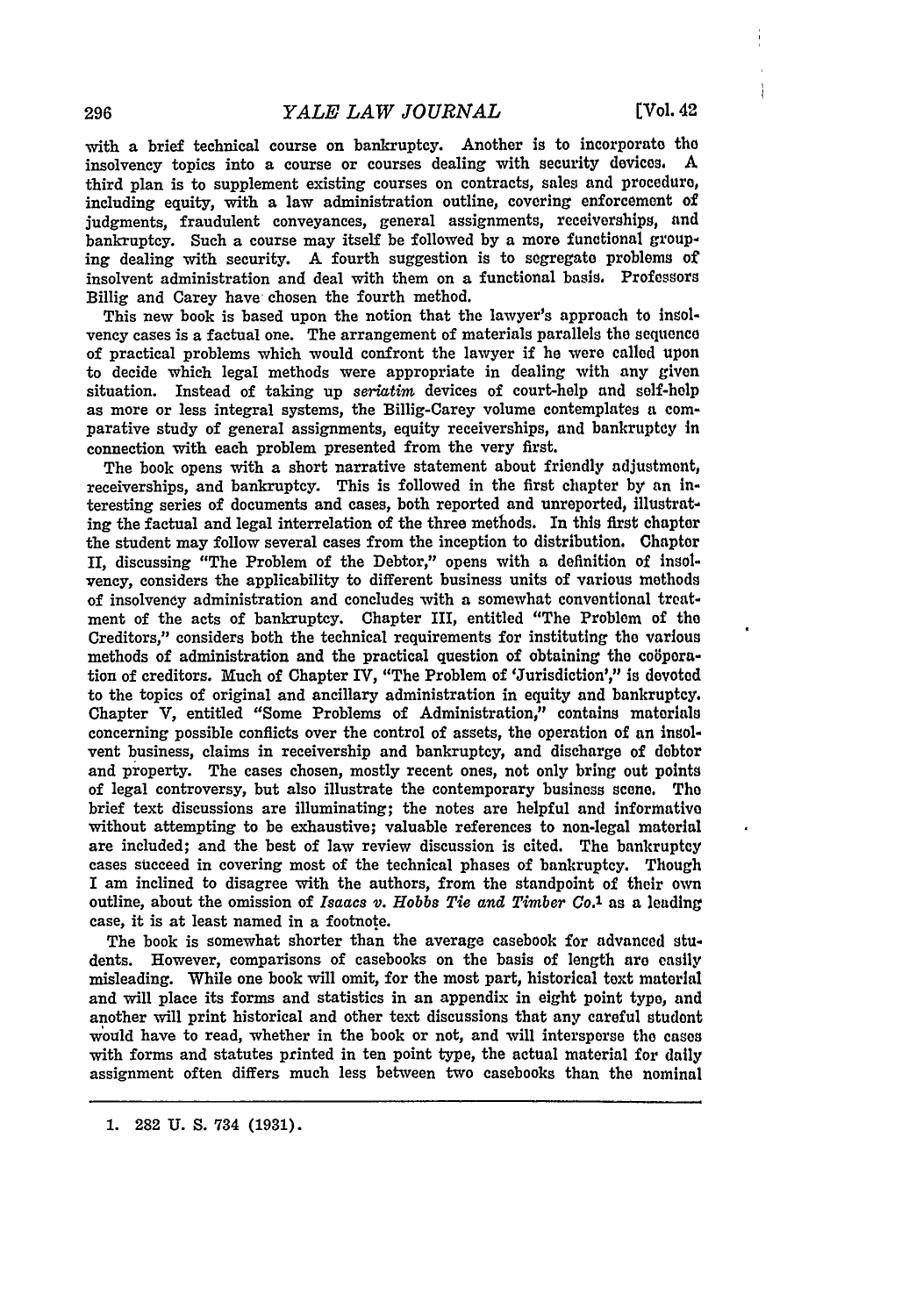with a brief technical course on bankruptcy. Another is to incorporate the insolvency topics into a course or courses dealing with security devices. A third plan is to supplement existing courses on contracts, sales and procedure, including equity, with a law administration outline, covering enforcement of judgments, fraudulent conveyances, general assignments, receiverships, and bankruptcy. Such a course may itself be followed by a more functional grouping dealing with security. A fourth suggestion is to segregate problems of insolvent administration and deal with them on a functional basis. Professors Billig and Carey have chosen the fourth method.

This new book is based upon the notion that the lawyer's approach to insolvency cases is a factual one. The arrangement of materials parallels the sequence of practical problems which would confront the lawyer if he were called upon to decide which legal methods were appropriate in dealing with any given situation. Instead of taking up *seriatim* devices of court-help and self-help as more or less integral systems, the Billig-Carey volume contemplates a comparative study of general assignments, equity receiverships, and bankruptcy in connection with each problem presented from the very first.

The book opens with a short narrative statement about friendly adjustment, receiverships, and bankruptcy. This is followed in the first chapter by an interesting series of documents and cases, both reported and unreported, illustrating the factual and legal interrelation of the three methods. In this first chapter the student may follow several cases from the inception to distribution. Chapter II, discussing "The Problem of the Debtor," opens with a definition of insolvency, considers the applicability to different business units of various methods of insolvency administration and concludes with a somewhat conventional treatment of the acts of bankruptcy. Chapter III, entitled "The Problem of the Creditors," considers both the technical requirements for instituting the various methods of administration and the practical question of obtaining the coöperation of creditors. Much of Chapter IV, "The Problem of 'Jurisdiction'," is devoted to the topics of original and ancillary administration in equity and bankruptcy. Chapter V, entitled "Some Problems of Administration," contains materials concerning possible conflicts over the control of assets, the operation of an insolvent business, claims in receivership and bankruptcy, and discharge of debtor and property. The cases chosen, mostly recent ones, not only bring out points of legal controversy, but also illustrate the contemporary business scene. The brief text discussions are illuminating; the notes are helpful and informative without attempting to be exhaustive; valuable references to non-legal material are included; and the best of law review discussion is cited. The bankruptcy cases succeed in covering most of the technical phases of bankruptcy. Though I am inclined to disagree with the authors, from the standpoint of their own outline, about the omission of *Isaacs v. Hobbs Tie and Timber Co.*[1] as a leading case, it is at least named in a footnote.

The book is somewhat shorter than the average casebook for advanced students. However, comparisons of casebooks on the basis of length are easily misleading. While one book will omit, for the most part, historical text material and will place its forms and statistics in an appendix in eight point type, and another will print historical and other text discussions that any careful student would have to read, whether in the book or not, and will intersperse the cases with forms and statutes printed in ten point type, the actual material for daily assignment often differs much less between two casebooks than the nominal

---

1. 282 U. S. 734 (1931).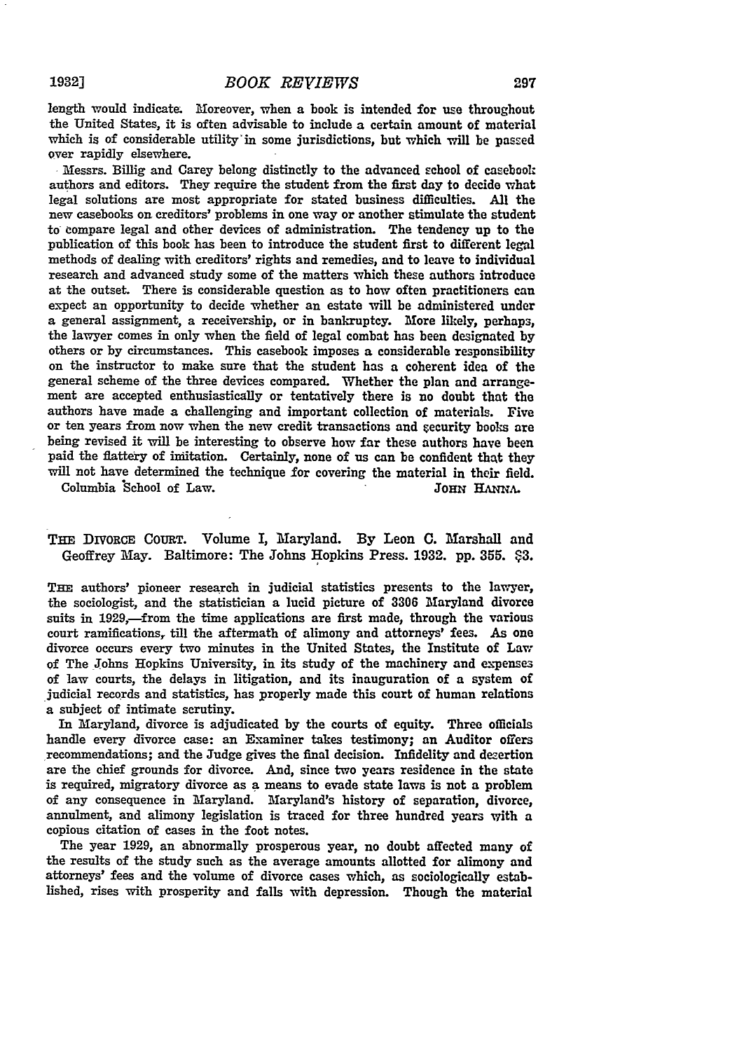length would indicate. Moreover, when a book is intended for use throughout the United States, it is often advisable to include a certain amount of material which is of considerable utility in some jurisdictions, but which will be passed over rapidly elsewhere.

Messrs. Billig and Carey belong distinctly to the advanced school of casebook authors and editors. They require the student from the first day to decide what legal solutions are most appropriate for stated business difficulties. All the new casebooks on creditors' problems in one way or another stimulate the student to compare legal and other devices of administration. The tendency up to the publication of this book has been to introduce the student first to different legal methods of dealing with creditors' rights and remedies, and to leave to individual research and advanced study some of the matters which these authors introduce at the outset. There is considerable question as to how often practitioners can expect an opportunity to decide whether an estate will be administered under a general assignment, a receivership, or in bankruptcy. More likely, perhaps, the lawyer comes in only when the field of legal combat has been designated by others or by circumstances. This casebook imposes a considerable responsibility on the instructor to make sure that the student has a coherent idea of the general scheme of the three devices compared. Whether the plan and arrangement are accepted enthusiastically or tentatively there is no doubt that the authors have made a challenging and important collection of materials. Five or ten years from now when the new credit transactions and security books are being revised it will be interesting to observe how far these authors have been paid the flattery of imitation. Certainly, none of us can be confident that they will not have determined the technique for covering the material in their field.

Columbia School of Law. JOHN HANNA.

THE DIVORCE COURT. Volume I, Maryland. By Leon C. Marshall and Geoffrey May. Baltimore: The Johns Hopkins Press. 1932. pp. 355. $3.

THE authors' pioneer research in judicial statistics presents to the lawyer, the sociologist, and the statistician a lucid picture of 3306 Maryland divorce suits in 1929,—from the time applications are first made, through the various court ramifications, till the aftermath of alimony and attorneys' fees. As one divorce occurs every two minutes in the United States, the Institute of Law of The Johns Hopkins University, in its study of the machinery and expenses of law courts, the delays in litigation, and its inauguration of a system of judicial records and statistics, has properly made this court of human relations a subject of intimate scrutiny.

In Maryland, divorce is adjudicated by the courts of equity. Three officials handle every divorce case: an Examiner takes testimony; an Auditor offers recommendations; and the Judge gives the final decision. Infidelity and desertion are the chief grounds for divorce. And, since two years residence in the state is required, migratory divorce as a means to evade state laws is not a problem of any consequence in Maryland. Maryland's history of separation, divorce, annulment, and alimony legislation is traced for three hundred years with a copious citation of cases in the foot notes.

The year 1929, an abnormally prosperous year, no doubt affected many of the results of the study such as the average amounts allotted for alimony and attorneys' fees and the volume of divorce cases which, as sociologically established, rises with prosperity and falls with depression. Though the material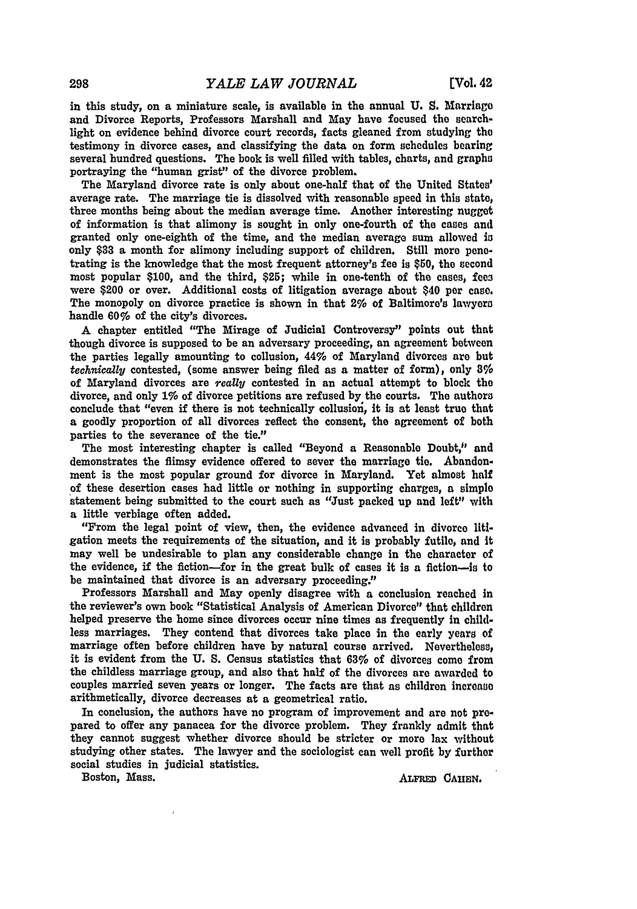in this study, on a miniature scale, is available in the annual U. S. Marriage and Divorce Reports, Professors Marshall and May have focused the searchlight on evidence behind divorce court records, facts gleaned from studying the testimony in divorce cases, and classifying the data on form schedules bearing several hundred questions. The book is well filled with tables, charts, and graphs portraying the "human grist" of the divorce problem.

The Maryland divorce rate is only about one-half that of the United States' average rate. The marriage tie is dissolved with reasonable speed in this state, three months being about the median average time. Another interesting nugget of information is that alimony is sought in only one-fourth of the cases and granted only one-eighth of the time, and the median average sum allowed is only $33 a month for alimony including support of children. Still more penetrating is the knowledge that the most frequent attorney's fee is $50, the second most popular $100, and the third, $25; while in one-tenth of the cases, fees were $200 or over. Additional costs of litigation average about $40 per case. The monopoly on divorce practice is shown in that 2% of Baltimore's lawyers handle 60% of the city's divorces.

A chapter entitled "The Mirage of Judicial Controversy" points out that though divorce is supposed to be an adversary proceeding, an agreement between the parties legally amounting to collusion, 44% of Maryland divorces are but *technically* contested, (some answer being filed as a matter of form), only 3% of Maryland divorces are *really* contested in an actual attempt to block the divorce, and only 1% of divorce petitions are refused by the courts. The authors conclude that "even if there is not technically collusion, it is at least true that a goodly proportion of all divorces reflect the consent, the agreement of both parties to the severance of the tie."

The most interesting chapter is called "Beyond a Reasonable Doubt," and demonstrates the flimsy evidence offered to sever the marriage tie. Abandonment is the most popular ground for divorce in Maryland. Yet almost half of these desertion cases had little or nothing in supporting charges, a simple statement being submitted to the court such as "Just packed up and left" with a little verbiage often added.

"From the legal point of view, then, the evidence advanced in divorce litigation meets the requirements of the situation, and it is probably futile, and it may well be undesirable to plan any considerable change in the character of the evidence, if the fiction—for in the great bulk of cases it is a fiction—is to be maintained that divorce is an adversary proceeding."

Professors Marshall and May openly disagree with a conclusion reached in the reviewer's own book "Statistical Analysis of American Divorce" that children helped preserve the home since divorces occur nine times as frequently in childless marriages. They contend that divorces take place in the early years of marriage often before children have by natural course arrived. Nevertheless, it is evident from the U. S. Census statistics that 63% of divorces come from the childless marriage group, and also that half of the divorces are awarded to couples married seven years or longer. The facts are that as children increase arithmetically, divorce decreases at a geometrical ratio.

In conclusion, the authors have no program of improvement and are not prepared to offer any panacea for the divorce problem. They frankly admit that they cannot suggest whether divorce should be stricter or more lax without studying other states. The lawyer and the sociologist can well profit by further social studies in judicial statistics.

Boston, Mass.

ALFRED CAHEN.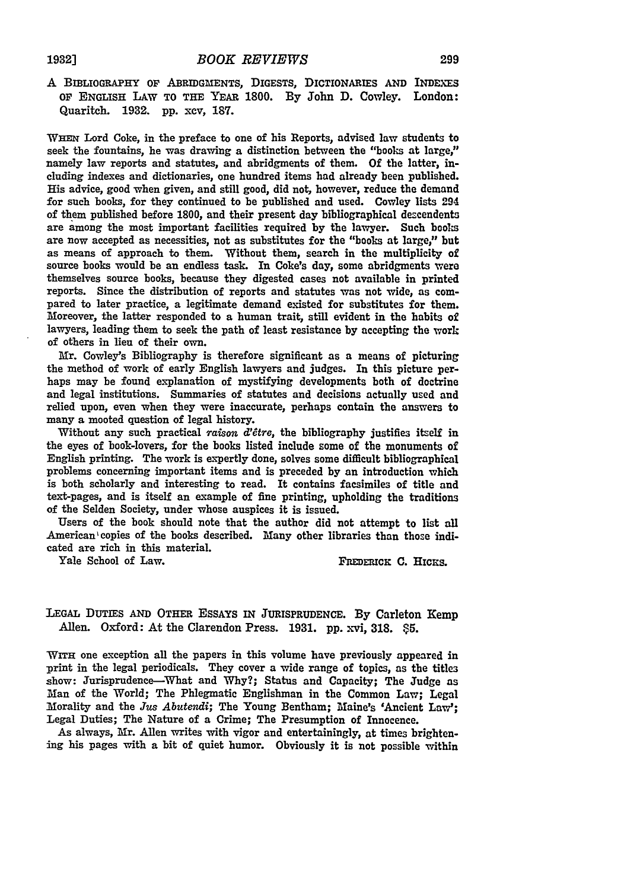A BIBLIOGRAPHY OF ABRIDGMENTS, DIGESTS, DICTIONARIES AND INDEXES OF ENGLISH LAW TO THE YEAR 1800. By John D. Cowley. London: Quaritch. 1932. pp. xcv, 187.

WHEN Lord Coke, in the preface to one of his Reports, advised law students to seek the fountains, he was drawing a distinction between the "books at large," namely law reports and statutes, and abridgments of them. Of the latter, including indexes and dictionaries, one hundred items had already been published. His advice, good when given, and still good, did not, however, reduce the demand for such books, for they continued to be published and used. Cowley lists 294 of them published before 1800, and their present day bibliographical descendents are among the most important facilities required by the lawyer. Such books are now accepted as necessities, not as substitutes for the "books at large," but as means of approach to them. Without them, search in the multiplicity of source books would be an endless task. In Coke's day, some abridgments were themselves source books, because they digested cases not available in printed reports. Since the distribution of reports and statutes was not wide, as compared to later practice, a legitimate demand existed for substitutes for them. Moreover, the latter responded to a human trait, still evident in the habits of lawyers, leading them to seek the path of least resistance by accepting the work of others in lieu of their own.

Mr. Cowley's Bibliography is therefore significant as a means of picturing the method of work of early English lawyers and judges. In this picture perhaps may be found explanation of mystifying developments both of doctrine and legal institutions. Summaries of statutes and decisions actually used and relied upon, even when they were inaccurate, perhaps contain the answers to many a mooted question of legal history.

Without any such practical *raison d'être*, the bibliography justifies itself in the eyes of book-lovers, for the books listed include some of the monuments of English printing. The work is expertly done, solves some difficult bibliographical problems concerning important items and is preceded by an introduction which is both scholarly and interesting to read. It contains facsimiles of title and text-pages, and is itself an example of fine printing, upholding the traditions of the Selden Society, under whose auspices it is issued.

Users of the book should note that the author did not attempt to list all American copies of the books described. Many other libraries than those indicated are rich in this material.

Yale School of Law. FREDERICK C. HICKS.

LEGAL DUTIES AND OTHER ESSAYS IN JURISPRUDENCE. By Carleton Kemp Allen. Oxford: At the Clarendon Press. 1931. pp. xvi, 318. $5.

WITH one exception all the papers in this volume have previously appeared in print in the legal periodicals. They cover a wide range of topics, as the titles show: Jurisprudence—What and Why?; Status and Capacity; The Judge as Man of the World; The Phlegmatic Englishman in the Common Law; Legal Morality and the *Jus Abutendi*; The Young Bentham; Maine's 'Ancient Law'; Legal Duties; The Nature of a Crime; The Presumption of Innocence.

As always, Mr. Allen writes with vigor and entertainingly, at times brightening his pages with a bit of quiet humor. Obviously it is not possible within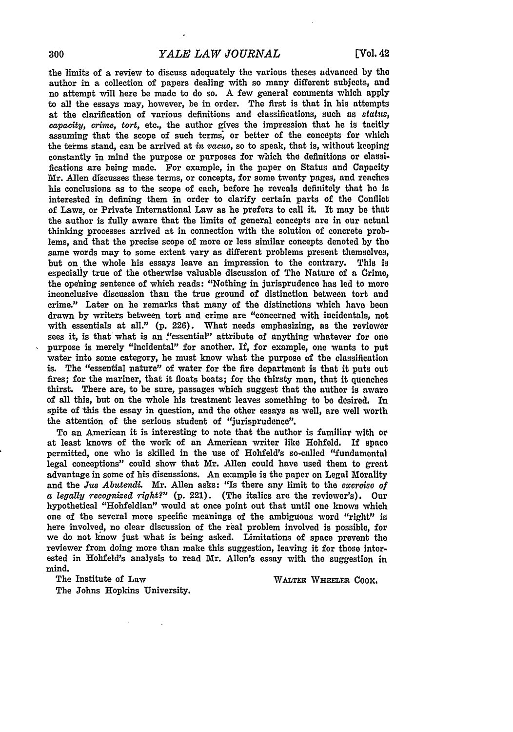the limits of a review to discuss adequately the various theses advanced by the author in a collection of papers dealing with so many different subjects, and no attempt will here be made to do so. A few general comments which apply to all the essays may, however, be in order. The first is that in his attempts at the clarification of various definitions and classifications, such as *status*, *capacity*, *crime*, *tort*, etc., the author gives the impression that he is tacitly assuming that the scope of such terms, or better of the concepts for which the terms stand, can be arrived at *in vacuo*, so to speak, that is, without keeping constantly in mind the purpose or purposes for which the definitions or classifications are being made. For example, in the paper on Status and Capacity Mr. Allen discusses these terms, or concepts, for some twenty pages, and reaches his conclusions as to the scope of each, before he reveals definitely that he is interested in defining them in order to clarify certain parts of the Conflict of Laws, or Private International Law as he prefers to call it. It may be that the author is fully aware that the limits of general concepts are in our actual thinking processes arrived at in connection with the solution of concrete problems, and that the precise scope of more or less similar concepts denoted by the same words may to some extent vary as different problems present themselves, but on the whole his essays leave an impression to the contrary. This is especially true of the otherwise valuable discussion of The Nature of a Crime, the opening sentence of which reads: "Nothing in jurisprudence has led to more inconclusive discussion than the true ground of distinction between tort and crime." Later on he remarks that many of the distinctions which have been drawn by writers between tort and crime are "concerned with incidentals, not with essentials at all." (p. 226). What needs emphasizing, as the reviewer sees it, is that what is an "essential" attribute of anything whatever for one purpose is merely "incidental" for another. If, for example, one wants to put water into some category, he must know what the purpose of the classification is. The "essential nature" of water for the fire department is that it puts out fires; for the mariner, that it floats boats; for the thirsty man, that it quenches thirst. There are, to be sure, passages which suggest that the author is aware of all this, but on the whole his treatment leaves something to be desired. In spite of this the essay in question, and the other essays as well, are well worth the attention of the serious student of "jurisprudence".

To an American it is interesting to note that the author is familiar with or at least knows of the work of an American writer like Hohfeld. If space permitted, one who is skilled in the use of Hohfeld's so-called "fundamental legal conceptions" could show that Mr. Allen could have used them to great advantage in some of his discussions. An example is the paper on Legal Morality and the *Jus Abutendi*. Mr. Allen asks: "Is there any limit to the *exercise of a legally recognized right?*" (p. 221). (The italics are the reviewer's). Our hypothetical "Hohfeldian" would at once point out that until one knows which one of the several more specific meanings of the ambiguous word "right" is here involved, no clear discussion of the real problem involved is possible, for we do not know just what is being asked. Limitations of space prevent the reviewer from doing more than make this suggestion, leaving it for those interested in Hohfeld's analysis to read Mr. Allen's essay with the suggestion in mind.

The Institute of Law
The Johns Hopkins University.

WALTER WHEELER COOK.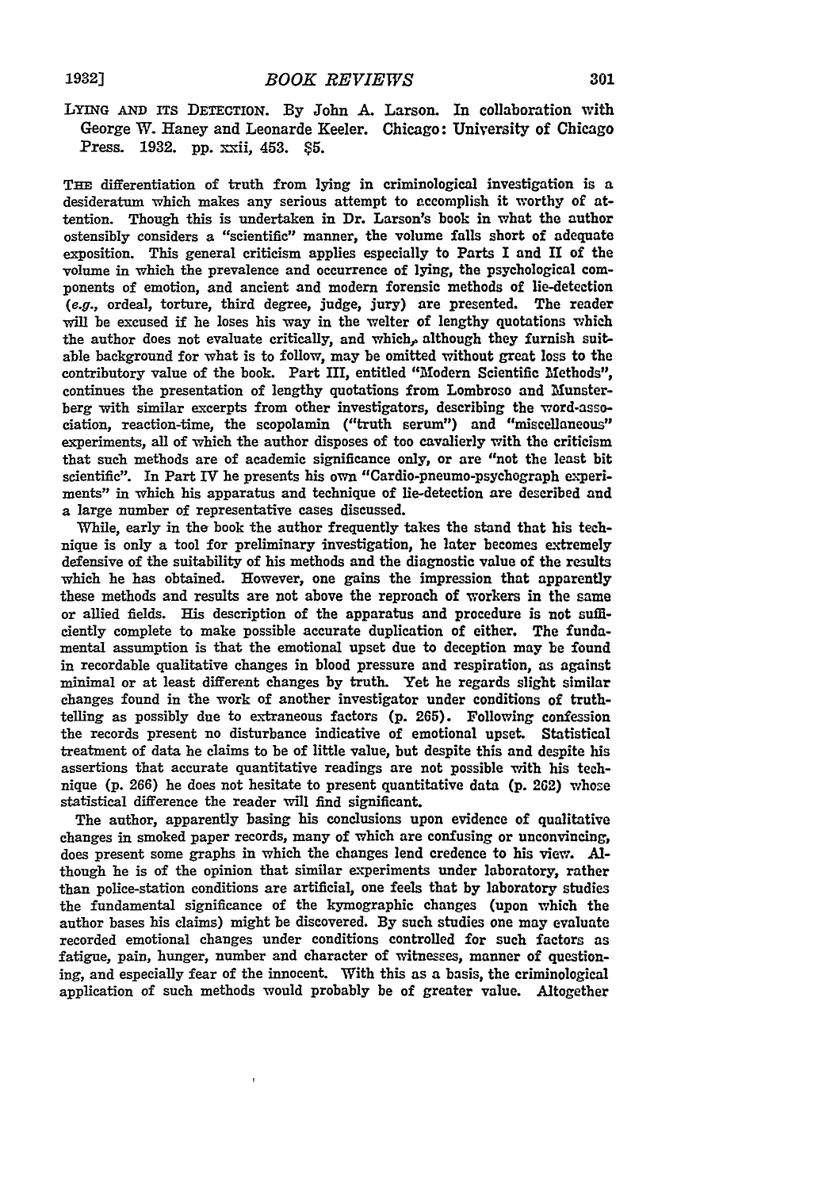LYING AND ITS DETECTION. By John A. Larson. In collaboration with George W. Haney and Leonarde Keeler. Chicago: University of Chicago Press. 1932. pp. xxii, 453. $5.

THE differentiation of truth from lying in criminological investigation is a desideratum which makes any serious attempt to accomplish it worthy of attention. Though this is undertaken in Dr. Larson's book in what the author ostensibly considers a "scientific" manner, the volume falls short of adequate exposition. This general criticism applies especially to Parts I and II of the volume in which the prevalence and occurrence of lying, the psychological components of emotion, and ancient and modern forensic methods of lie-detection (*e.g.*, ordeal, torture, third degree, judge, jury) are presented. The reader will be excused if he loses his way in the welter of lengthy quotations which the author does not evaluate critically, and which, although they furnish suitable background for what is to follow, may be omitted without great loss to the contributory value of the book. Part III, entitled "Modern Scientific Methods", continues the presentation of lengthy quotations from Lombroso and Munsterberg with similar excerpts from other investigators, describing the word-association, reaction-time, the scopolamin ("truth serum") and "miscellaneous" experiments, all of which the author disposes of too cavalierly with the criticism that such methods are of academic significance only, or are "not the least bit scientific". In Part IV he presents his own "Cardio-pneumo-psychograph experiments" in which his apparatus and technique of lie-detection are described and a large number of representative cases discussed.

While, early in the book the author frequently takes the stand that his technique is only a tool for preliminary investigation, he later becomes extremely defensive of the suitability of his methods and the diagnostic value of the results which he has obtained. However, one gains the impression that apparently these methods and results are not above the reproach of workers in the same or allied fields. His description of the apparatus and procedure is not sufficiently complete to make possible accurate duplication of either. The fundamental assumption is that the emotional upset due to deception may be found in recordable qualitative changes in blood pressure and respiration, as against minimal or at least different changes by truth. Yet he regards slight similar changes found in the work of another investigator under conditions of truth-telling as possibly due to extraneous factors (p. 265). Following confession the records present no disturbance indicative of emotional upset. Statistical treatment of data he claims to be of little value, but despite this and despite his assertions that accurate quantitative readings are not possible with his technique (p. 266) he does not hesitate to present quantitative data (p. 262) whose statistical difference the reader will find significant.

The author, apparently basing his conclusions upon evidence of qualitative changes in smoked paper records, many of which are confusing or unconvincing, does present some graphs in which the changes lend credence to his view. Although he is of the opinion that similar experiments under laboratory, rather than police-station conditions are artificial, one feels that by laboratory studies the fundamental significance of the kymographic changes (upon which the author bases his claims) might be discovered. By such studies one may evaluate recorded emotional changes under conditions controlled for such factors as fatigue, pain, hunger, number and character of witnesses, manner of questioning, and especially fear of the innocent. With this as a basis, the criminological application of such methods would probably be of greater value. Altogether